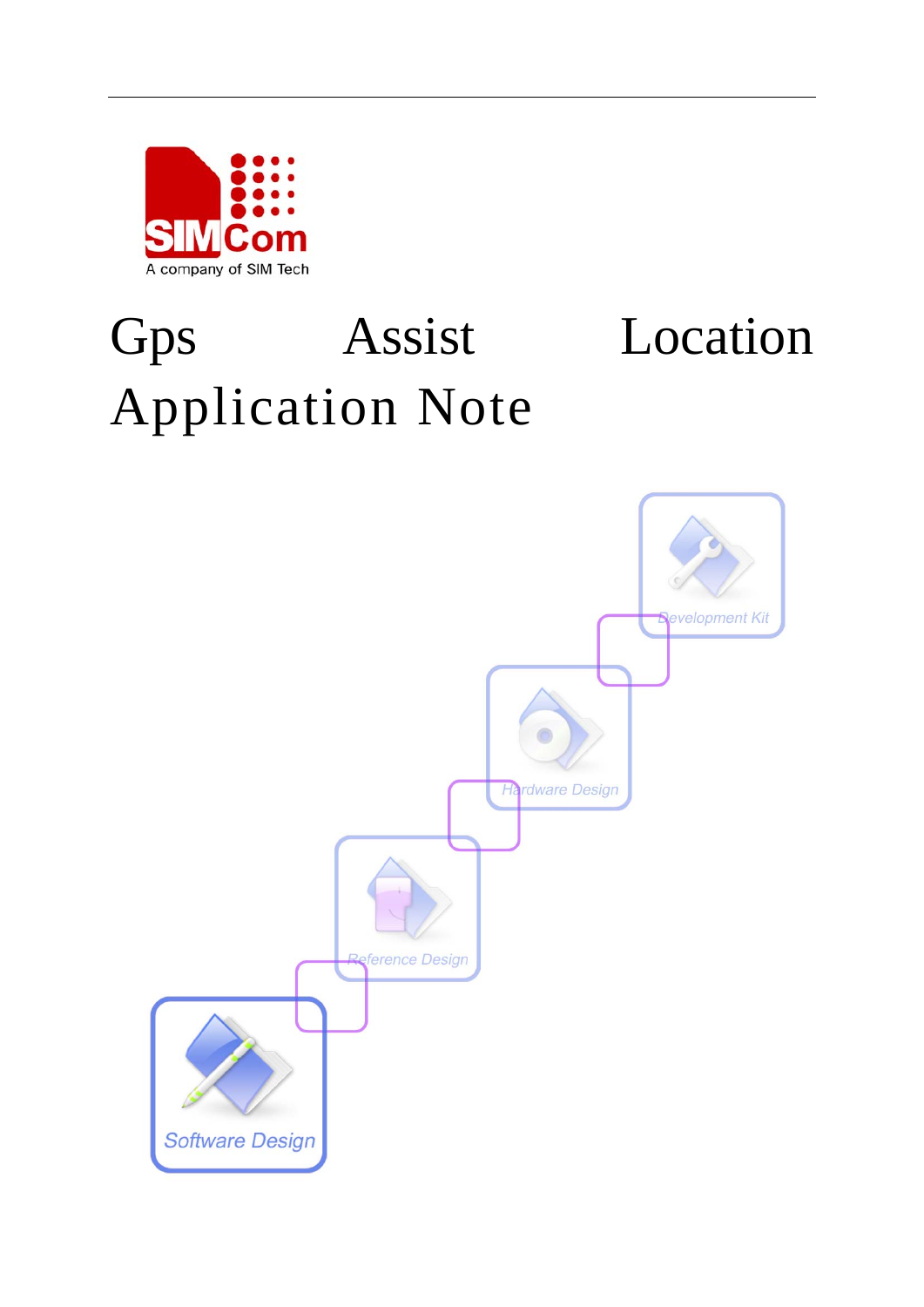# Gps Assist Location Application Note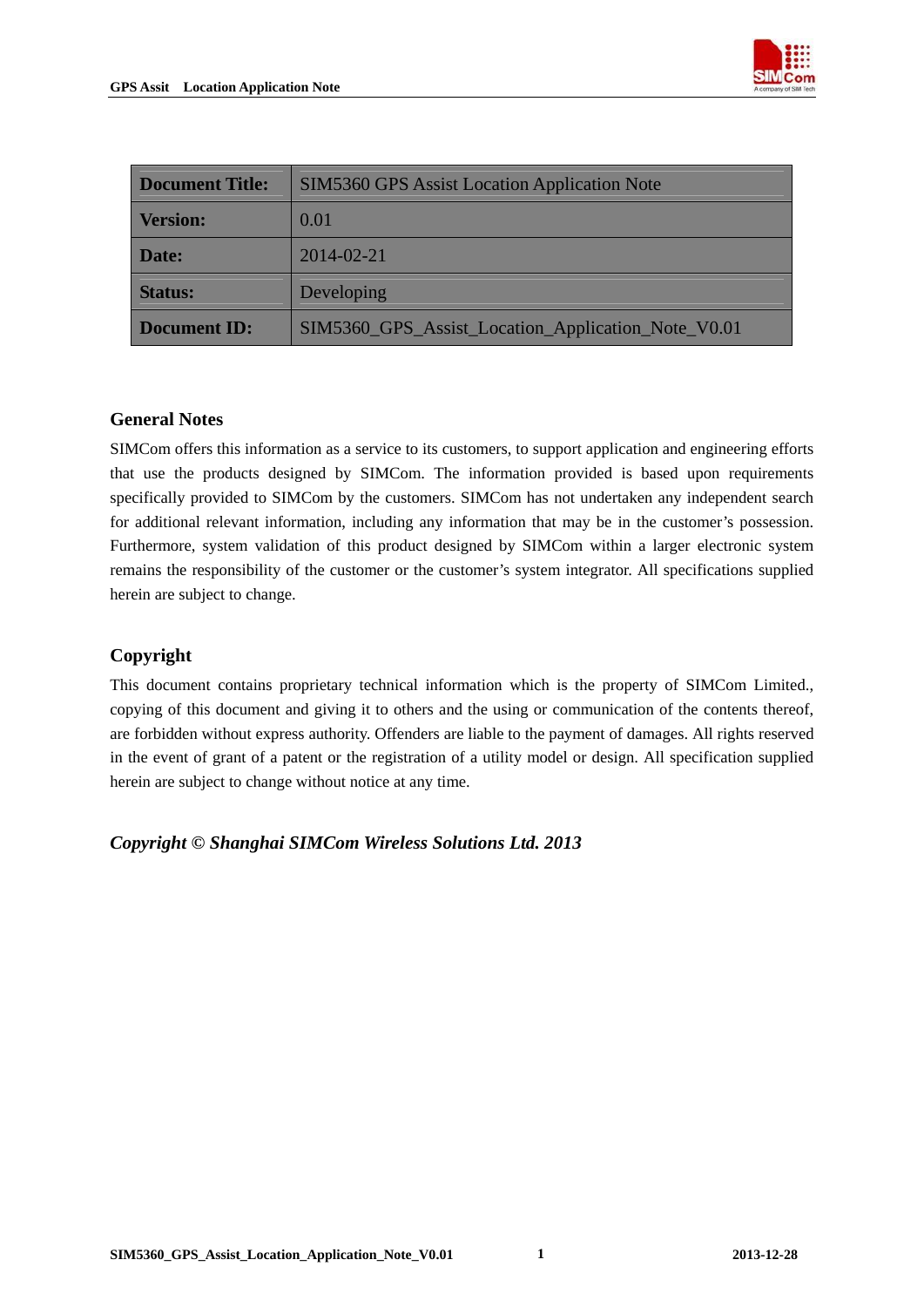| Document Title: | SIM5360 GPS Assist Location Application Note |
|---|---|
| Version: | 0.01 |
| Date: | 2014-02-21 |
| Status: | Developing |
| Document ID: | SIM5360_GPS_Assist_Location_Application_Note_V0.01 |

## General Notes

SIMCom offers this information as a service to its customers, to support application and engineering efforts that use the products designed by SIMCom. The information provided is based upon requirements specifically provided to SIMCom by the customers. SIMCom has not undertaken any independent search for additional relevant information, including any information that may be in the customer's possession. Furthermore, system validation of this product designed by SIMCom within a larger electronic system remains the responsibility of the customer or the customer's system integrator. All specifications supplied herein are subject to change.

## Copyright

This document contains proprietary technical information which is the property of SIMCom Limited., copying of this document and giving it to others and the using or communication of the contents thereof, are forbidden without express authority. Offenders are liable to the payment of damages. All rights reserved in the event of grant of a patent or the registration of a utility model or design. All specification supplied herein are subject to change without notice at any time.

***Copyright © Shanghai SIMCom Wireless Solutions Ltd. 2013***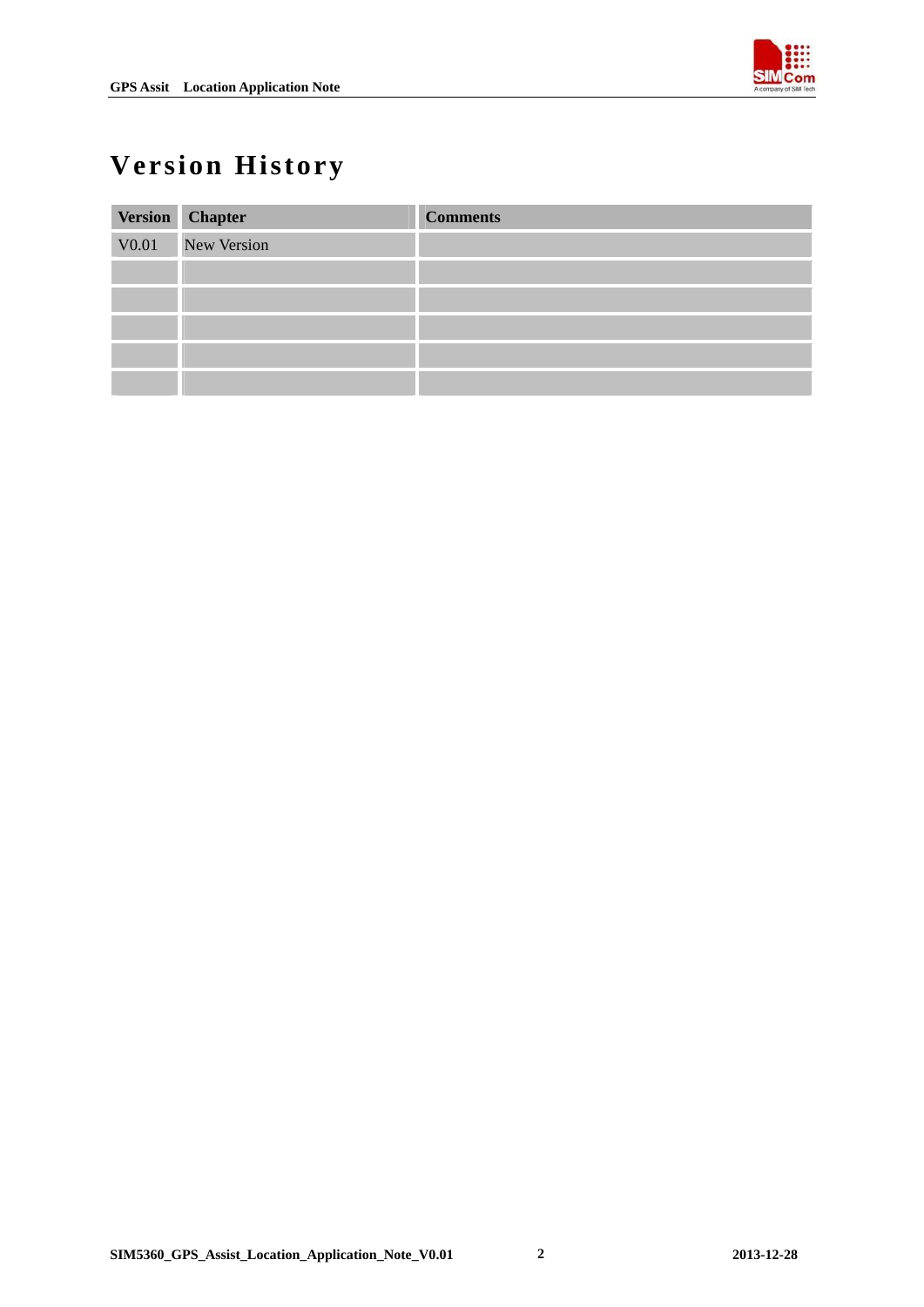# Version History

| Version | Chapter | Comments |
|---|---|---|
| V0.01 | New Version | |
| | | |
| | | |
| | | |
| | | |
| | | |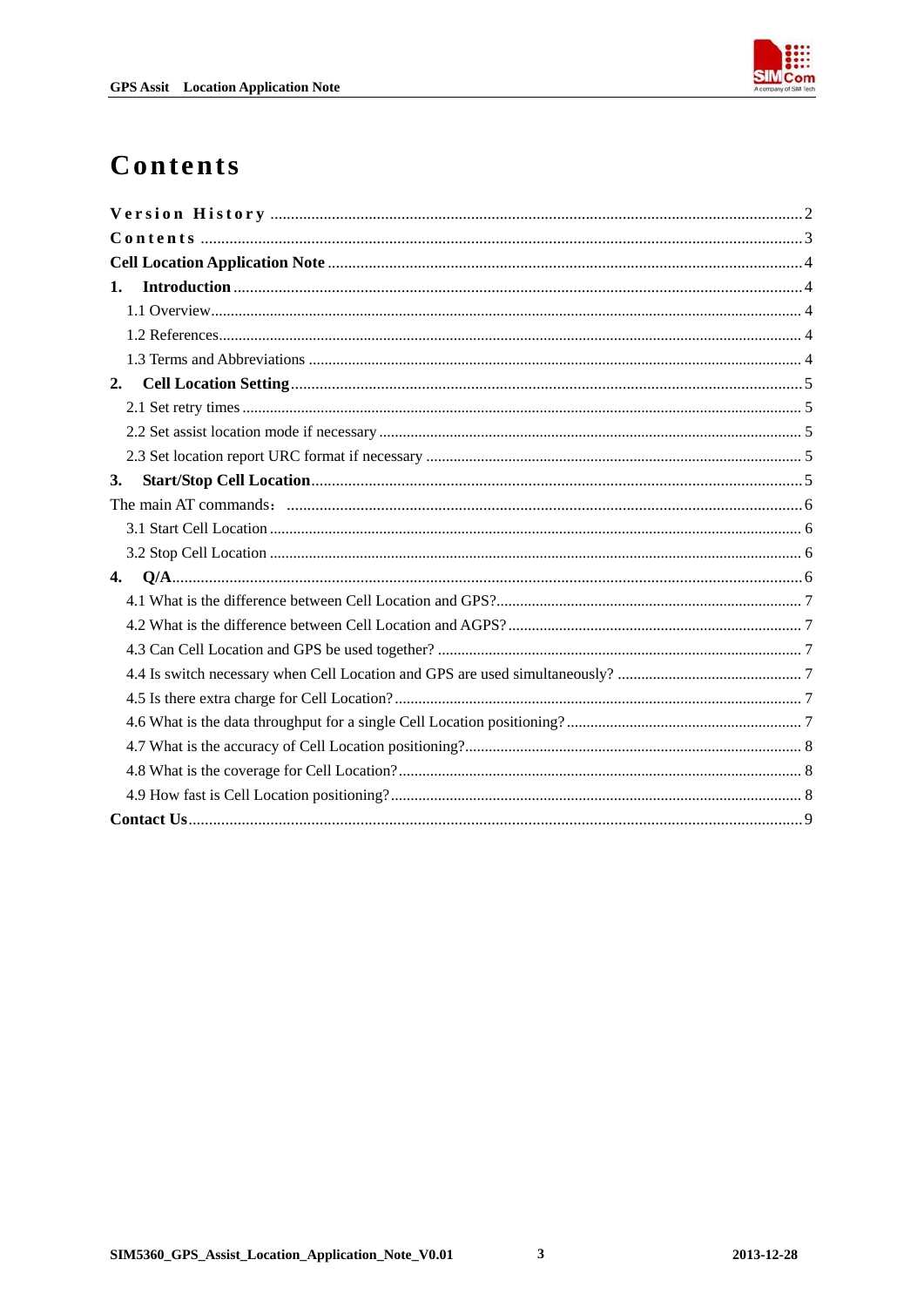# Contents

Version History ..........2
Contents ..........3
**Cell Location Application Note** ..........4
**1. Introduction** ..........4
- 1.1 Overview ..........4
- 1.2 References ..........4
- 1.3 Terms and Abbreviations ..........4

**2. Cell Location Setting** ..........5
- 2.1 Set retry times ..........5
- 2.2 Set assist location mode if necessary ..........5
- 2.3 Set location report URC format if necessary ..........5

**3. Start/Stop Cell Location** ..........5
The main AT commands： ..........6
- 3.1 Start Cell Location ..........6
- 3.2 Stop Cell Location ..........6

**4. Q/A** ..........6
- 4.1 What is the difference between Cell Location and GPS? ..........7
- 4.2 What is the difference between Cell Location and AGPS? ..........7
- 4.3 Can Cell Location and GPS be used together? ..........7
- 4.4 Is switch necessary when Cell Location and GPS are used simultaneously? ..........7
- 4.5 Is there extra charge for Cell Location? ..........7
- 4.6 What is the data throughput for a single Cell Location positioning? ..........7
- 4.7 What is the accuracy of Cell Location positioning? ..........8
- 4.8 What is the coverage for Cell Location? ..........8
- 4.9 How fast is Cell Location positioning? ..........8

**Contact Us** ..........9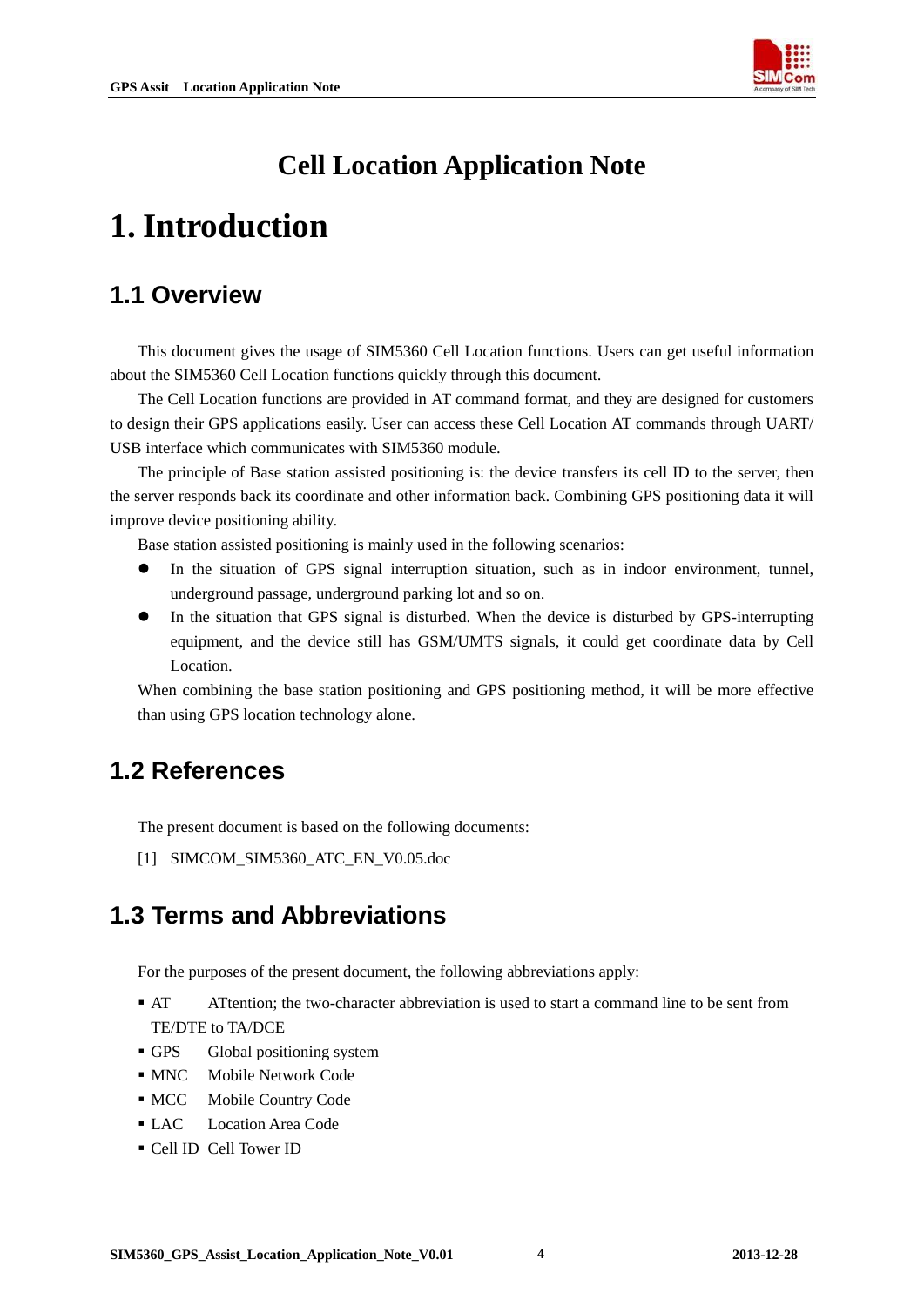# Cell Location Application Note

# 1. Introduction

## 1.1 Overview

This document gives the usage of SIM5360 Cell Location functions. Users can get useful information about the SIM5360 Cell Location functions quickly through this document.

The Cell Location functions are provided in AT command format, and they are designed for customers to design their GPS applications easily. User can access these Cell Location AT commands through UART/ USB interface which communicates with SIM5360 module.

The principle of Base station assisted positioning is: the device transfers its cell ID to the server, then the server responds back its coordinate and other information back. Combining GPS positioning data it will improve device positioning ability.

Base station assisted positioning is mainly used in the following scenarios:

- In the situation of GPS signal interruption situation, such as in indoor environment, tunnel, underground passage, underground parking lot and so on.
- In the situation that GPS signal is disturbed. When the device is disturbed by GPS-interrupting equipment, and the device still has GSM/UMTS signals, it could get coordinate data by Cell Location.

When combining the base station positioning and GPS positioning method, it will be more effective than using GPS location technology alone.

## 1.2 References

The present document is based on the following documents:

[1] SIMCOM_SIM5360_ATC_EN_V0.05.doc

## 1.3 Terms and Abbreviations

For the purposes of the present document, the following abbreviations apply:

- AT ATtention; the two-character abbreviation is used to start a command line to be sent from TE/DTE to TA/DCE
- GPS Global positioning system
- MNC Mobile Network Code
- MCC Mobile Country Code
- LAC Location Area Code
- Cell ID Cell Tower ID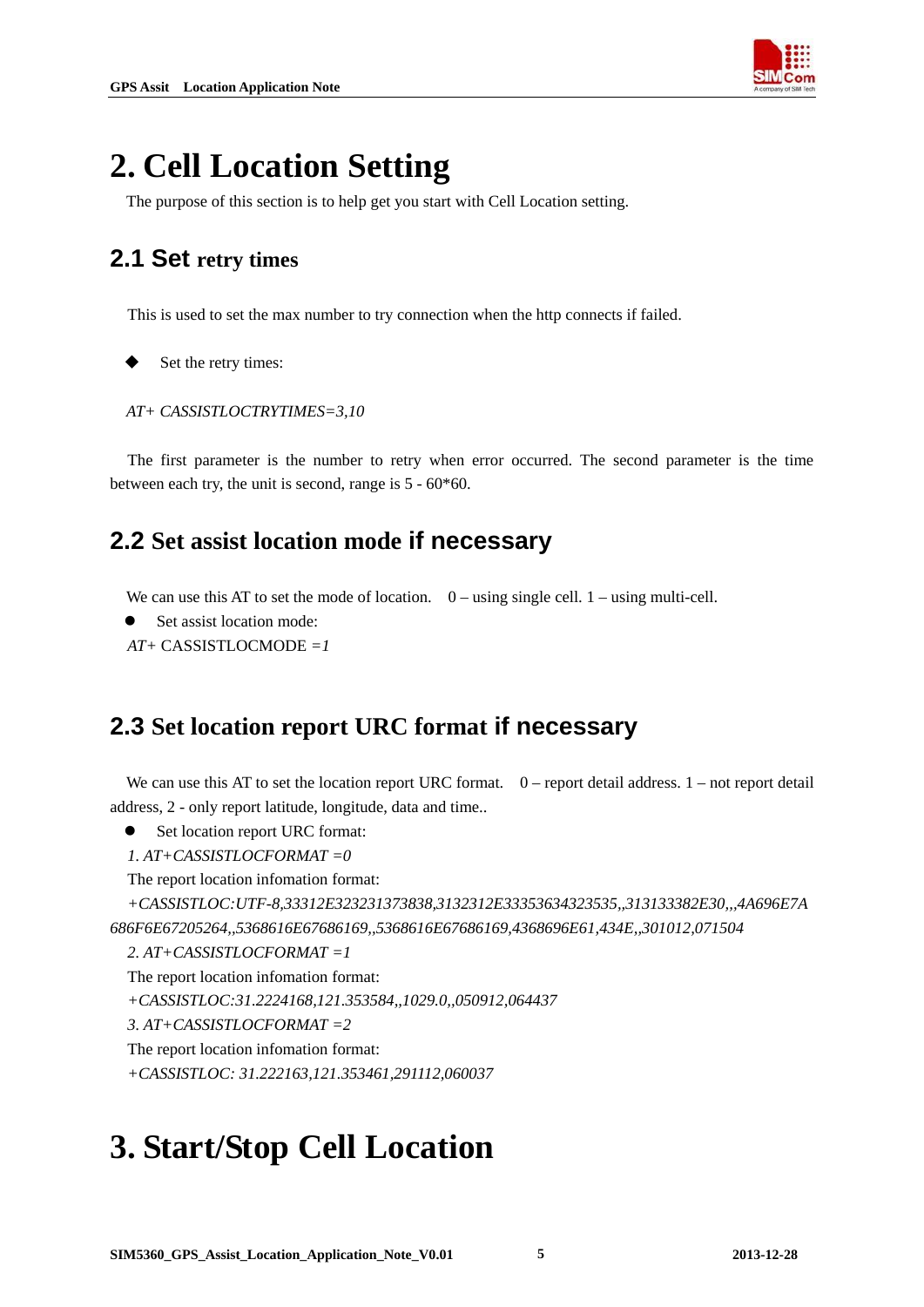# 2. Cell Location Setting

The purpose of this section is to help get you start with Cell Location setting.

## 2.1 Set retry times

This is used to set the max number to try connection when the http connects if failed.

- Set the retry times:

*AT+ CASSISTLOCTRYTIMES=3,10*

The first parameter is the number to retry when error occurred. The second parameter is the time between each try, the unit is second, range is 5 - 60*60.

## 2.2 Set assist location mode if necessary

We can use this AT to set the mode of location.   0 – using single cell. 1 – using multi-cell.

- Set assist location mode:

*AT+* CASSISTLOCMODE *=1*

## 2.3 Set location report URC format if necessary

We can use this AT to set the location report URC format.   0 – report detail address. 1 – not report detail address, 2 - only report latitude, longitude, data and time..

- Set location report URC format:

*1. AT+CASSISTLOCFORMAT =0*

The report location infomation format:

*+CASSISTLOC:UTF-8,33312E323231373838,3132312E33353634323535,,313133382E30,,,4A696E7A686F6E67205264,,5368616E67686169,,5368616E67686169,4368696E61,434E,,301012,071504*

*2. AT+CASSISTLOCFORMAT =1*

The report location infomation format:

*+CASSISTLOC:31.2224168,121.353584,,1029.0,,050912,064437*

*3. AT+CASSISTLOCFORMAT =2*

The report location infomation format:

*+CASSISTLOC: 31.222163,121.353461,291112,060037*

# 3. Start/Stop Cell Location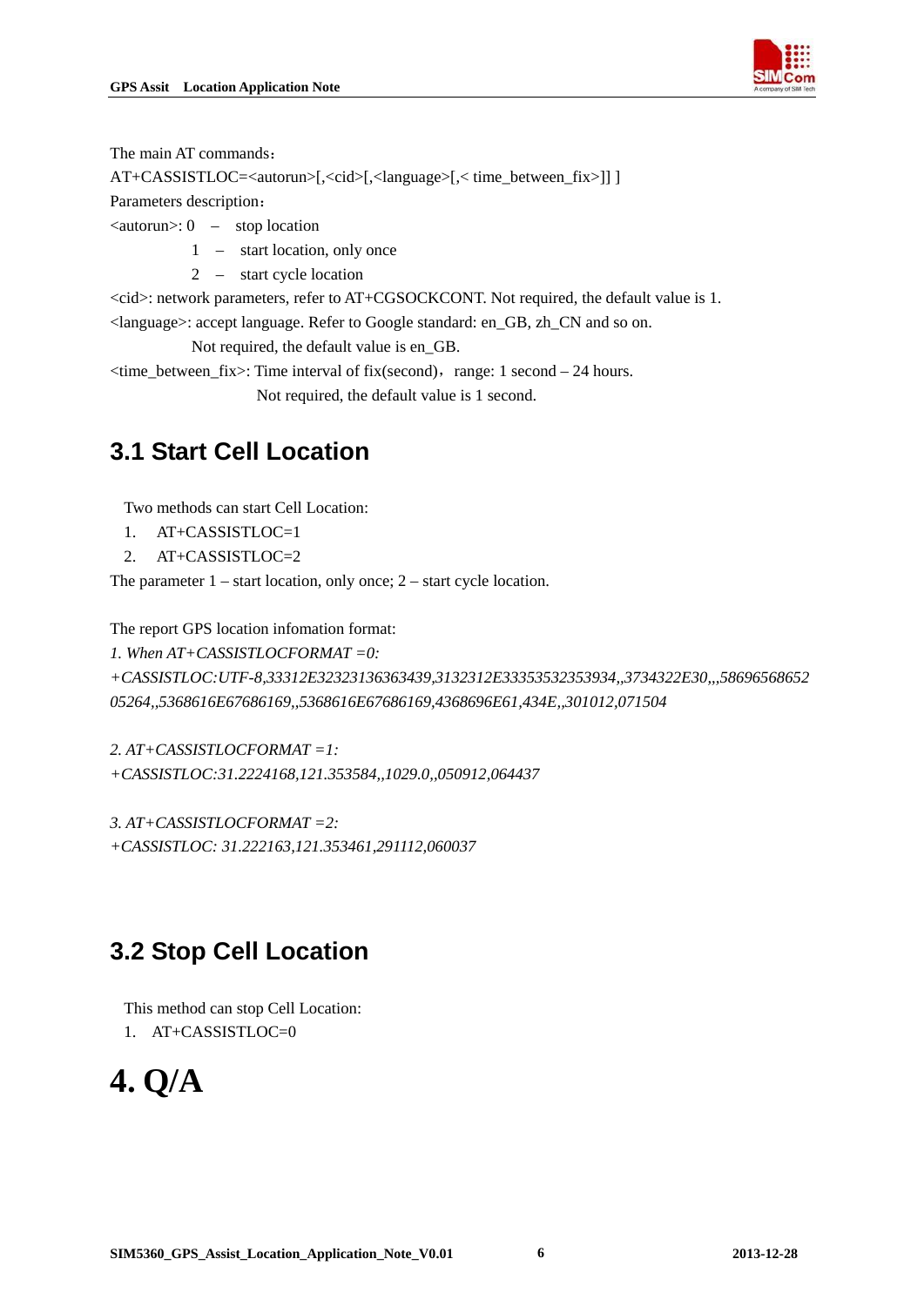The main AT commands：

AT+CASSISTLOC=<autorun>[,<cid>[,<language>[,< time_between_fix>]] ]

Parameters description：

<autorun>: 0 – stop location

1 – start location, only once

2 – start cycle location

<cid>: network parameters, refer to AT+CGSOCKCONT. Not required, the default value is 1.

<language>: accept language. Refer to Google standard: en_GB, zh_CN and so on.

Not required, the default value is en_GB.

<time_between_fix>: Time interval of fix(second)，range: 1 second – 24 hours.

Not required, the default value is 1 second.

## 3.1 Start Cell Location

Two methods can start Cell Location:

1. AT+CASSISTLOC=1
2. AT+CASSISTLOC=2

The parameter 1 – start location, only once; 2 – start cycle location.

The report GPS location infomation format:

*1. When AT+CASSISTLOCFORMAT =0:*

*+CASSISTLOC:UTF-8,33312E32323136363439,3132312E33353532353934,,3734322E30,,,58696568652 05264,,5368616E67686169,,5368616E67686169,4368696E61,434E,,301012,071504*

*2. AT+CASSISTLOCFORMAT =1:*

*+CASSISTLOC:31.2224168,121.353584,,1029.0,,050912,064437*

*3. AT+CASSISTLOCFORMAT =2:*

*+CASSISTLOC: 31.222163,121.353461,291112,060037*

## 3.2 Stop Cell Location

This method can stop Cell Location:

1. AT+CASSISTLOC=0

# 4. Q/A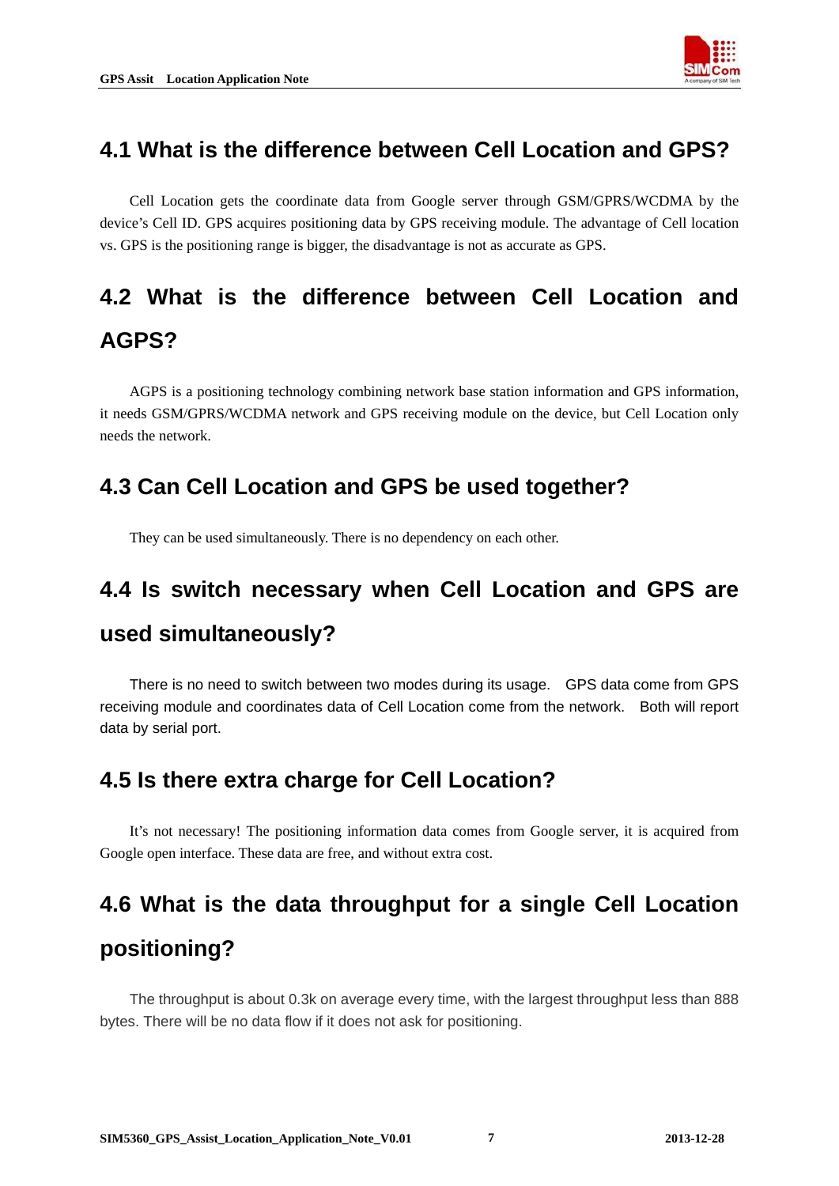## 4.1 What is the difference between Cell Location and GPS?

Cell Location gets the coordinate data from Google server through GSM/GPRS/WCDMA by the device's Cell ID. GPS acquires positioning data by GPS receiving module. The advantage of Cell location vs. GPS is the positioning range is bigger, the disadvantage is not as accurate as GPS.

## 4.2 What is the difference between Cell Location and AGPS?

AGPS is a positioning technology combining network base station information and GPS information, it needs GSM/GPRS/WCDMA network and GPS receiving module on the device, but Cell Location only needs the network.

## 4.3 Can Cell Location and GPS be used together?

They can be used simultaneously. There is no dependency on each other.

## 4.4 Is switch necessary when Cell Location and GPS are used simultaneously?

There is no need to switch between two modes during its usage. GPS data come from GPS receiving module and coordinates data of Cell Location come from the network. Both will report data by serial port.

## 4.5 Is there extra charge for Cell Location?

It's not necessary! The positioning information data comes from Google server, it is acquired from Google open interface. These data are free, and without extra cost.

## 4.6 What is the data throughput for a single Cell Location positioning?

The throughput is about 0.3k on average every time, with the largest throughput less than 888 bytes. There will be no data flow if it does not ask for positioning.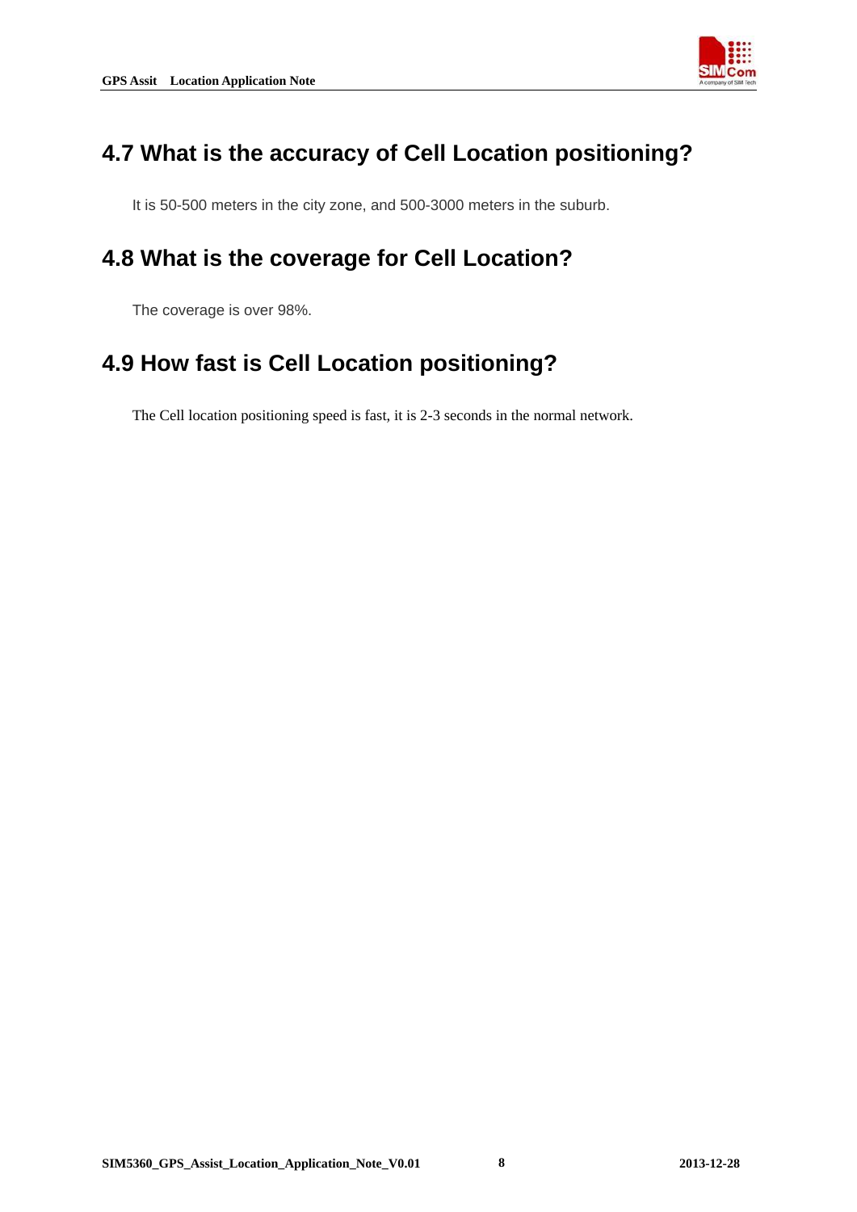## 4.7 What is the accuracy of Cell Location positioning?

It is 50-500 meters in the city zone, and 500-3000 meters in the suburb.

## 4.8 What is the coverage for Cell Location?

The coverage is over 98%.

## 4.9 How fast is Cell Location positioning?

The Cell location positioning speed is fast, it is 2-3 seconds in the normal network.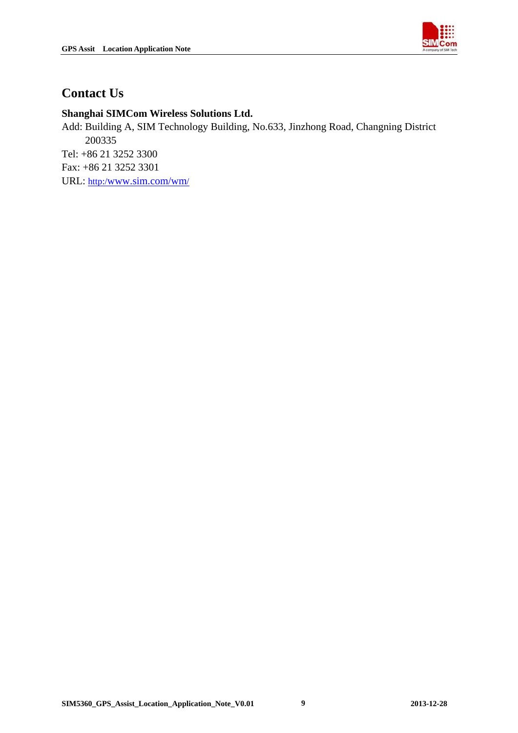## Contact Us

**Shanghai SIMCom Wireless Solutions Ltd.**

Add: Building A, SIM Technology Building, No.633, Jinzhong Road, Changning District 200335

Tel: +86 21 3252 3300

Fax: +86 21 3252 3301

URL: http:/www.sim.com/wm/